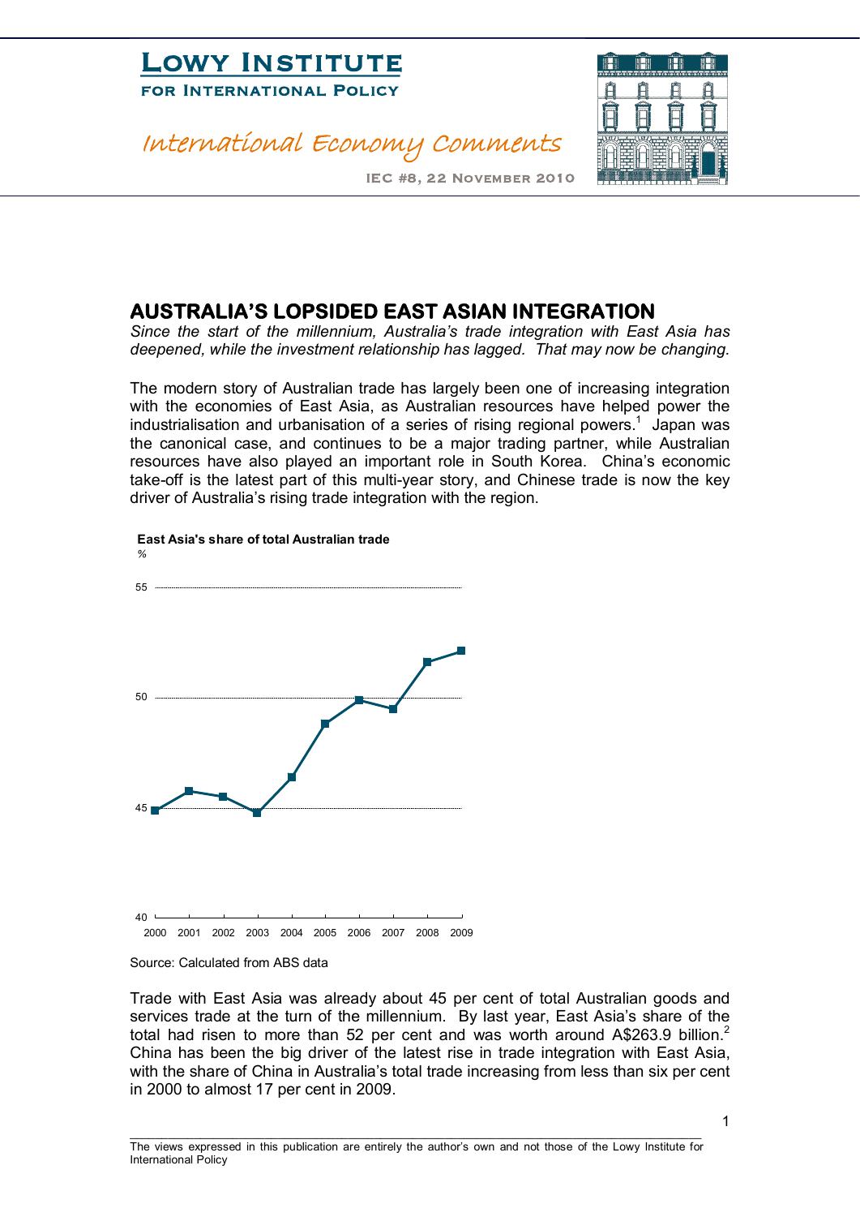# Lowy Institute for International Policy

*International Economy Comments*

IEC #8, 22 November 2010

## AUSTRALIA'S LOPSIDED EAST ASIAN INTEGRATION

*Since the start of the millennium, Australia's trade integration with East Asia has deepened, while the investment relationship has lagged. That may now be changing.*

The modern story of Australian trade has largely been one of increasing integration with the economies of East Asia, as Australian resources have helped power the industrialisation and urbanisation of a series of rising regional powers.[1] Japan was the canonical case, and continues to be a major trading partner, while Australian resources have also played an important role in South Korea. China's economic take-off is the latest part of this multi-year story, and Chinese trade is now the key driver of Australia's rising trade integration with the region.

**East Asia's share of total Australian trade**

%

Source: Calculated from ABS data

Trade with East Asia was already about 45 per cent of total Australian goods and services trade at the turn of the millennium. By last year, East Asia's share of the total had risen to more than 52 per cent and was worth around A$263.9 billion.[2] China has been the big driver of the latest rise in trade integration with East Asia, with the share of China in Australia's total trade increasing from less than six per cent in 2000 to almost 17 per cent in 2009.

The views expressed in this publication are entirely the author's own and not those of the Lowy Institute for International Policy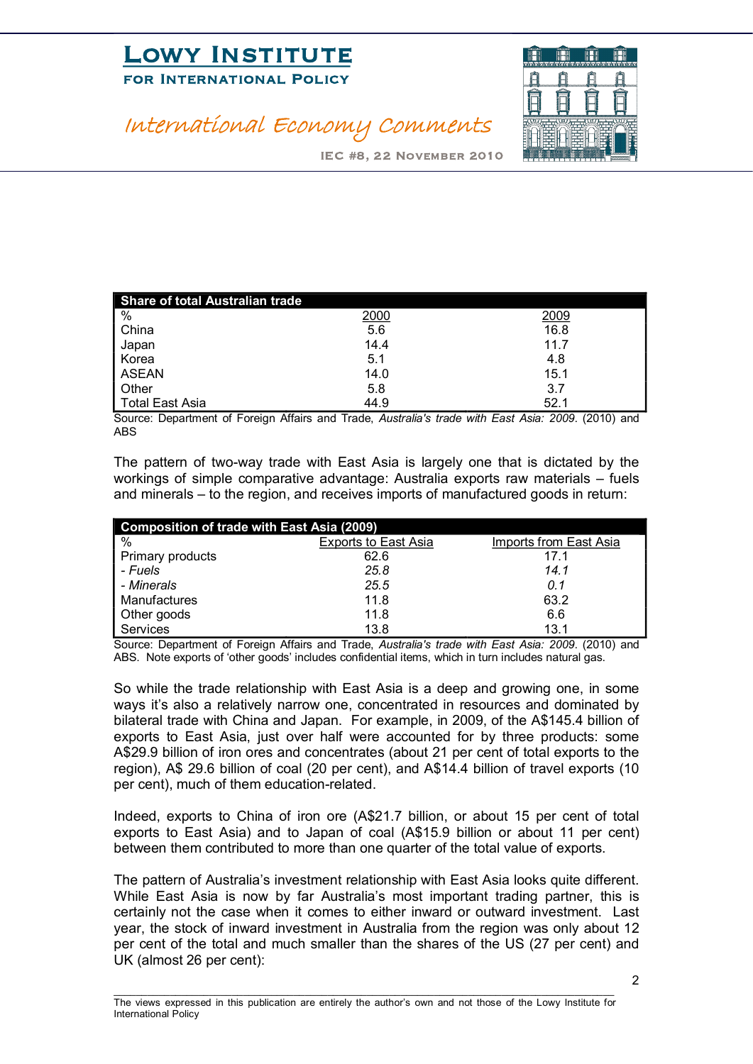| Share of total Australian trade | | |
|---|---|---|
| % | 2000 | 2009 |
| China | 5.6 | 16.8 |
| Japan | 14.4 | 11.7 |
| Korea | 5.1 | 4.8 |
| ASEAN | 14.0 | 15.1 |
| Other | 5.8 | 3.7 |
| Total East Asia | 44.9 | 52.1 |

Source: Department of Foreign Affairs and Trade, *Australia's trade with East Asia: 2009*. (2010) and ABS

The pattern of two-way trade with East Asia is largely one that is dictated by the workings of simple comparative advantage: Australia exports raw materials – fuels and minerals – to the region, and receives imports of manufactured goods in return:

| Composition of trade with East Asia (2009) | | |
|---|---|---|
| % | Exports to East Asia | Imports from East Asia |
| Primary products | 62.6 | 17.1 |
| *- Fuels* | *25.8* | *14.1* |
| *- Minerals* | *25.5* | *0.1* |
| Manufactures | 11.8 | 63.2 |
| Other goods | 11.8 | 6.6 |
| Services | 13.8 | 13.1 |

Source: Department of Foreign Affairs and Trade, *Australia's trade with East Asia: 2009*. (2010) and ABS. Note exports of 'other goods' includes confidential items, which in turn includes natural gas.

So while the trade relationship with East Asia is a deep and growing one, in some ways it's also a relatively narrow one, concentrated in resources and dominated by bilateral trade with China and Japan. For example, in 2009, of the A$145.4 billion of exports to East Asia, just over half were accounted for by three products: some A$29.9 billion of iron ores and concentrates (about 21 per cent of total exports to the region), A$ 29.6 billion of coal (20 per cent), and A$14.4 billion of travel exports (10 per cent), much of them education-related.

Indeed, exports to China of iron ore (A$21.7 billion, or about 15 per cent of total exports to East Asia) and to Japan of coal (A$15.9 billion or about 11 per cent) between them contributed to more than one quarter of the total value of exports.

The pattern of Australia's investment relationship with East Asia looks quite different. While East Asia is now by far Australia's most important trading partner, this is certainly not the case when it comes to either inward or outward investment. Last year, the stock of inward investment in Australia from the region was only about 12 per cent of the total and much smaller than the shares of the US (27 per cent) and UK (almost 26 per cent):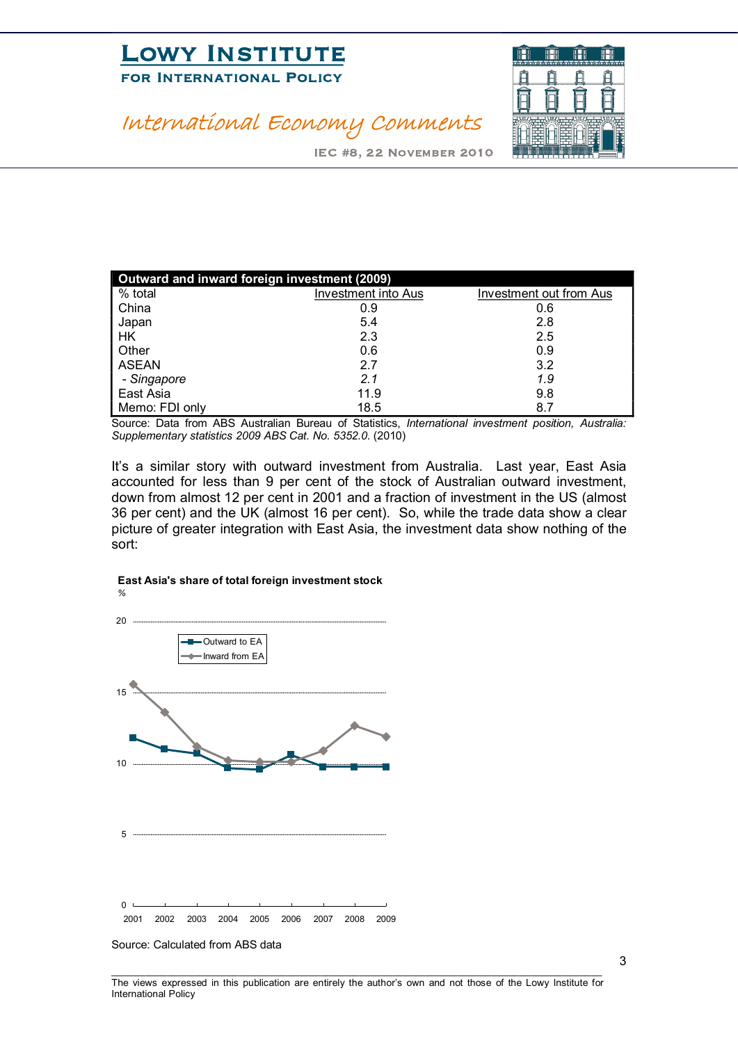| Outward and inward foreign investment (2009) | | |
|---|---|---|
| % total | Investment into Aus | Investment out from Aus |
| China | 0.9 | 0.6 |
| Japan | 5.4 | 2.8 |
| HK | 2.3 | 2.5 |
| Other | 0.6 | 0.9 |
| ASEAN | 2.7 | 3.2 |
| *- Singapore* | *2.1* | *1.9* |
| East Asia | 11.9 | 9.8 |
| Memo: FDI only | 18.5 | 8.7 |

Source: Data from ABS Australian Bureau of Statistics, *International investment position, Australia: Supplementary statistics 2009 ABS Cat. No. 5352.0.* (2010)

It's a similar story with outward investment from Australia. Last year, East Asia accounted for less than 9 per cent of the stock of Australian outward investment, down from almost 12 per cent in 2001 and a fraction of investment in the US (almost 36 per cent) and the UK (almost 16 per cent). So, while the trade data show a clear picture of greater integration with East Asia, the investment data show nothing of the sort:

**East Asia's share of total foreign investment stock**

%

Legend: Outward to EA; Inward from EA

Y-axis: 0, 5, 10, 15, 20

X-axis: 2001, 2002, 2003, 2004, 2005, 2006, 2007, 2008, 2009

Source: Calculated from ABS data

The views expressed in this publication are entirely the author's own and not those of the Lowy Institute for International Policy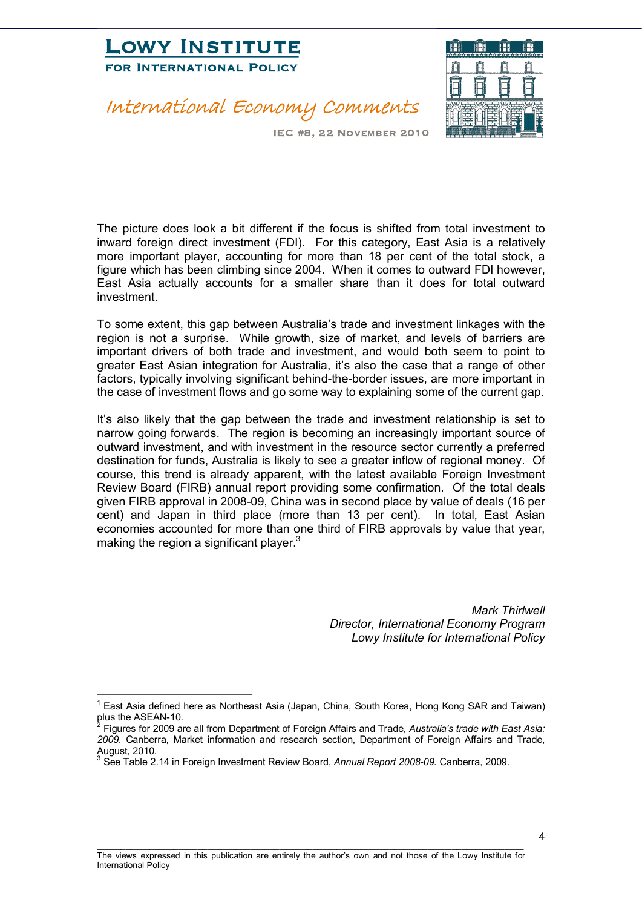The picture does look a bit different if the focus is shifted from total investment to inward foreign direct investment (FDI). For this category, East Asia is a relatively more important player, accounting for more than 18 per cent of the total stock, a figure which has been climbing since 2004. When it comes to outward FDI however, East Asia actually accounts for a smaller share than it does for total outward investment.

To some extent, this gap between Australia's trade and investment linkages with the region is not a surprise. While growth, size of market, and levels of barriers are important drivers of both trade and investment, and would both seem to point to greater East Asian integration for Australia, it's also the case that a range of other factors, typically involving significant behind-the-border issues, are more important in the case of investment flows and go some way to explaining some of the current gap.

It's also likely that the gap between the trade and investment relationship is set to narrow going forwards. The region is becoming an increasingly important source of outward investment, and with investment in the resource sector currently a preferred destination for funds, Australia is likely to see a greater inflow of regional money. Of course, this trend is already apparent, with the latest available Foreign Investment Review Board (FIRB) annual report providing some confirmation. Of the total deals given FIRB approval in 2008-09, China was in second place by value of deals (16 per cent) and Japan in third place (more than 13 per cent). In total, East Asian economies accounted for more than one third of FIRB approvals by value that year, making the region a significant player.[3]

*Mark Thirlwell*
*Director, International Economy Program*
*Lowy Institute for International Policy*

---

[1] East Asia defined here as Northeast Asia (Japan, China, South Korea, Hong Kong SAR and Taiwan) plus the ASEAN-10.

[2] Figures for 2009 are all from Department of Foreign Affairs and Trade, *Australia's trade with East Asia: 2009.* Canberra, Market information and research section, Department of Foreign Affairs and Trade, August, 2010.

[3] See Table 2.14 in Foreign Investment Review Board, *Annual Report 2008-09.* Canberra, 2009.